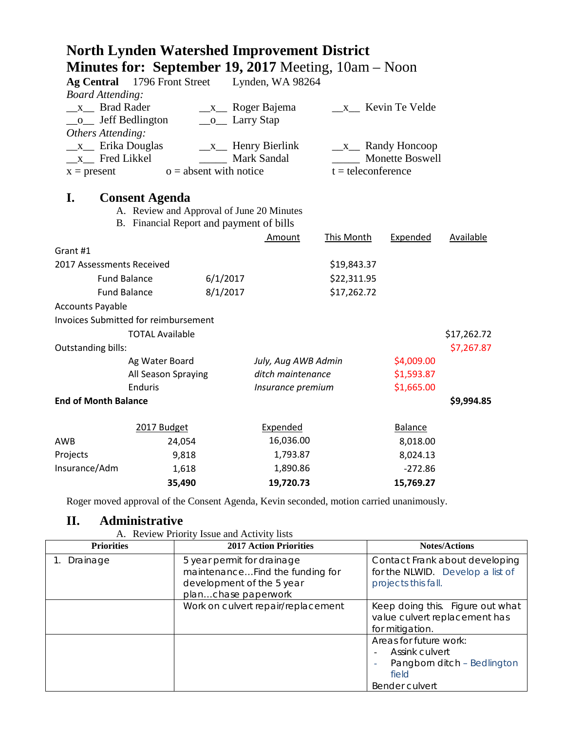# North Lynden Watershed Improvement District

## Minutes for: September 19, 2017 Meeting, 10am – Noon

**Ag Central** 1796 Front Street Lynden, WA 98264

*Board Attending:*

__x__ Brad Rader __x__ Roger Bajema __x__ Kevin Te Velde
__o__ Jeff Bedlington __o__ Larry Stap

*Others Attending:*

__x__ Erika Douglas __x__ Henry Bierlink __x__ Randy Honcoop
__x__ Fred Likkel _____ Mark Sandal _____ Monette Boswell

x = present o = absent with notice t = teleconference

## I. Consent Agenda

A. Review and Approval of June 20 Minutes
B. Financial Report and payment of bills

| | | Amount | This Month | Expended | Available |
|---|---|---|---|---|---|
| Grant #1 | | | | | |
| 2017 Assessments Received | | | $19,843.37 | | |
| Fund Balance | 6/1/2017 | | $22,311.95 | | |
| Fund Balance | 8/1/2017 | | $17,262.72 | | |
| Accounts Payable | | | | | |
| Invoices Submitted for reimbursement | | | | | |
| TOTAL Available | | | | | $17,262.72 |
| Outstanding bills: | | | | | $7,267.87 |
| Ag Water Board | | *July, Aug AWB Admin* | | $4,009.00 | |
| All Season Spraying | | *ditch maintenance* | | $1,593.87 | |
| Enduris | | *Insurance premium* | | $1,665.00 | |
| **End of Month Balance** | | | | | **$9,994.85** |

| | 2017 Budget | Expended | Balance |
|---|---|---|---|
| AWB | 24,054 | 16,036.00 | 8,018.00 |
| Projects | 9,818 | 1,793.87 | 8,024.13 |
| Insurance/Adm | 1,618 | 1,890.86 | -272.86 |
| | **35,490** | **19,720.73** | **15,769.27** |

Roger moved approval of the Consent Agenda, Kevin seconded, motion carried unanimously.

## II. Administrative

A. Review Priority Issue and Activity lists

| Priorities | 2017 Action Priorities | Notes/Actions |
|---|---|---|
| 1. Drainage | 5 year permit for drainage maintenance…Find the funding for development of the 5 year plan…chase paperwork | Contact Frank about developing for the NLWID. Develop a list of projects this fall. |
| | Work on culvert repair/replacement | Keep doing this. Figure out what value culvert replacement has for mitigation. |
| | | Areas for future work: - Assink culvert - Pangborn ditch – Bedlington field Bender culvert |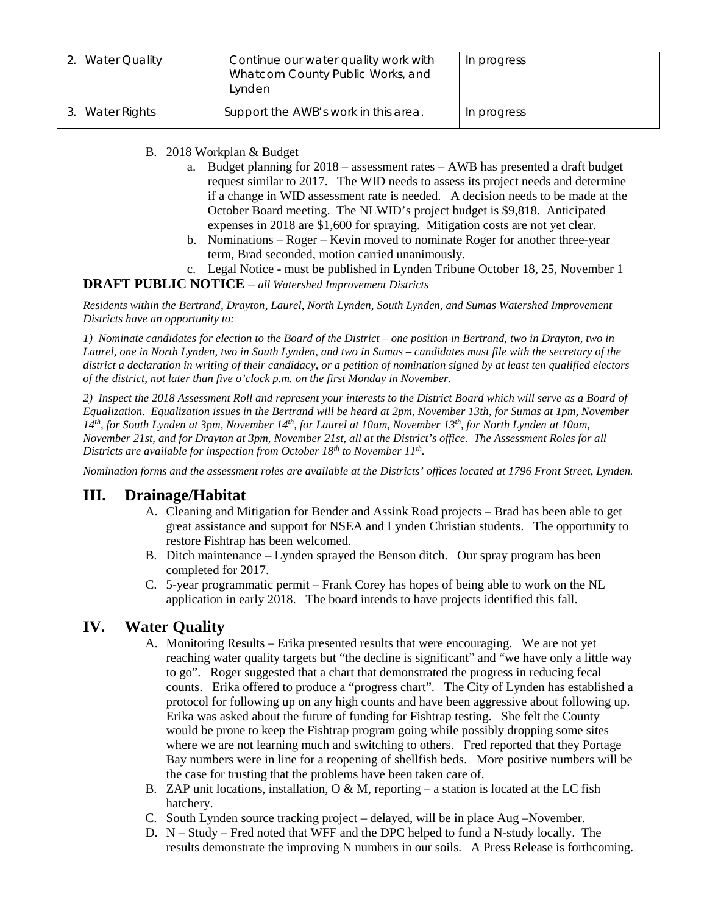| 2. Water Quality | Continue our water quality work with Whatcom County Public Works, and Lynden | In progress |
|---|---|---|
| 3. Water Rights | Support the AWB's work in this area. | In progress |

B. 2018 Workplan & Budget
   a. Budget planning for 2018 – assessment rates – AWB has presented a draft budget request similar to 2017. The WID needs to assess its project needs and determine if a change in WID assessment rate is needed. A decision needs to be made at the October Board meeting. The NLWID's project budget is $9,818. Anticipated expenses in 2018 are $1,600 for spraying. Mitigation costs are not yet clear.
   b. Nominations – Roger – Kevin moved to nominate Roger for another three-year term, Brad seconded, motion carried unanimously.
   c. Legal Notice - must be published in Lynden Tribune October 18, 25, November 1

**DRAFT PUBLIC NOTICE** – *all Watershed Improvement Districts*

*Residents within the Bertrand, Drayton, Laurel, North Lynden, South Lynden, and Sumas Watershed Improvement Districts have an opportunity to:*

*1) Nominate candidates for election to the Board of the District – one position in Bertrand, two in Drayton, two in Laurel, one in North Lynden, two in South Lynden, and two in Sumas – candidates must file with the secretary of the district a declaration in writing of their candidacy, or a petition of nomination signed by at least ten qualified electors of the district, not later than five o'clock p.m. on the first Monday in November.*

*2) Inspect the 2018 Assessment Roll and represent your interests to the District Board which will serve as a Board of Equalization. Equalization issues in the Bertrand will be heard at 2pm, November 13th, for Sumas at 1pm, November 14th, for South Lynden at 3pm, November 14th, for Laurel at 10am, November 13th, for North Lynden at 10am, November 21st, and for Drayton at 3pm, November 21st, all at the District's office. The Assessment Roles for all Districts are available for inspection from October 18th to November 11th.*

*Nomination forms and the assessment roles are available at the Districts' offices located at 1796 Front Street, Lynden.*

## III. Drainage/Habitat

A. Cleaning and Mitigation for Bender and Assink Road projects – Brad has been able to get great assistance and support for NSEA and Lynden Christian students. The opportunity to restore Fishtrap has been welcomed.
B. Ditch maintenance – Lynden sprayed the Benson ditch. Our spray program has been completed for 2017.
C. 5-year programmatic permit – Frank Corey has hopes of being able to work on the NL application in early 2018. The board intends to have projects identified this fall.

## IV. Water Quality

A. Monitoring Results – Erika presented results that were encouraging. We are not yet reaching water quality targets but "the decline is significant" and "we have only a little way to go". Roger suggested that a chart that demonstrated the progress in reducing fecal counts. Erika offered to produce a "progress chart". The City of Lynden has established a protocol for following up on any high counts and have been aggressive about following up. Erika was asked about the future of funding for Fishtrap testing. She felt the County would be prone to keep the Fishtrap program going while possibly dropping some sites where we are not learning much and switching to others. Fred reported that they Portage Bay numbers were in line for a reopening of shellfish beds. More positive numbers will be the case for trusting that the problems have been taken care of.
B. ZAP unit locations, installation, O & M, reporting – a station is located at the LC fish hatchery.
C. South Lynden source tracking project – delayed, will be in place Aug –November.
D. N – Study – Fred noted that WFF and the DPC helped to fund a N-study locally. The results demonstrate the improving N numbers in our soils. A Press Release is forthcoming.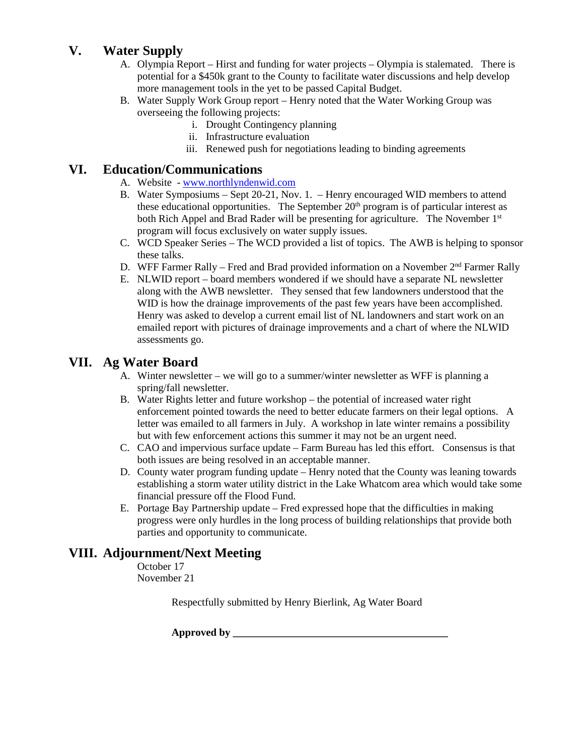## V. Water Supply

A. Olympia Report – Hirst and funding for water projects – Olympia is stalemated. There is potential for a $450k grant to the County to facilitate water discussions and help develop more management tools in the yet to be passed Capital Budget.

B. Water Supply Work Group report – Henry noted that the Water Working Group was overseeing the following projects:

   i. Drought Contingency planning
   ii. Infrastructure evaluation
   iii. Renewed push for negotiations leading to binding agreements

## VI. Education/Communications

A. Website - www.northlyndenwid.com

B. Water Symposiums – Sept 20-21, Nov. 1. – Henry encouraged WID members to attend these educational opportunities. The September 20th program is of particular interest as both Rich Appel and Brad Rader will be presenting for agriculture. The November 1st program will focus exclusively on water supply issues.

C. WCD Speaker Series – The WCD provided a list of topics. The AWB is helping to sponsor these talks.

D. WFF Farmer Rally – Fred and Brad provided information on a November 2nd Farmer Rally

E. NLWID report – board members wondered if we should have a separate NL newsletter along with the AWB newsletter. They sensed that few landowners understood that the WID is how the drainage improvements of the past few years have been accomplished. Henry was asked to develop a current email list of NL landowners and start work on an emailed report with pictures of drainage improvements and a chart of where the NLWID assessments go.

## VII. Ag Water Board

A. Winter newsletter – we will go to a summer/winter newsletter as WFF is planning a spring/fall newsletter.

B. Water Rights letter and future workshop – the potential of increased water right enforcement pointed towards the need to better educate farmers on their legal options. A letter was emailed to all farmers in July. A workshop in late winter remains a possibility but with few enforcement actions this summer it may not be an urgent need.

C. CAO and impervious surface update – Farm Bureau has led this effort. Consensus is that both issues are being resolved in an acceptable manner.

D. County water program funding update – Henry noted that the County was leaning towards establishing a storm water utility district in the Lake Whatcom area which would take some financial pressure off the Flood Fund.

E. Portage Bay Partnership update – Fred expressed hope that the difficulties in making progress were only hurdles in the long process of building relationships that provide both parties and opportunity to communicate.

## VIII. Adjournment/Next Meeting

October 17
November 21

Respectfully submitted by Henry Bierlink, Ag Water Board

**Approved by \_\_\_\_\_\_\_\_\_\_\_\_\_\_\_\_\_\_\_\_\_\_\_\_\_\_\_\_\_\_\_\_\_\_\_\_\_\_\_\_**